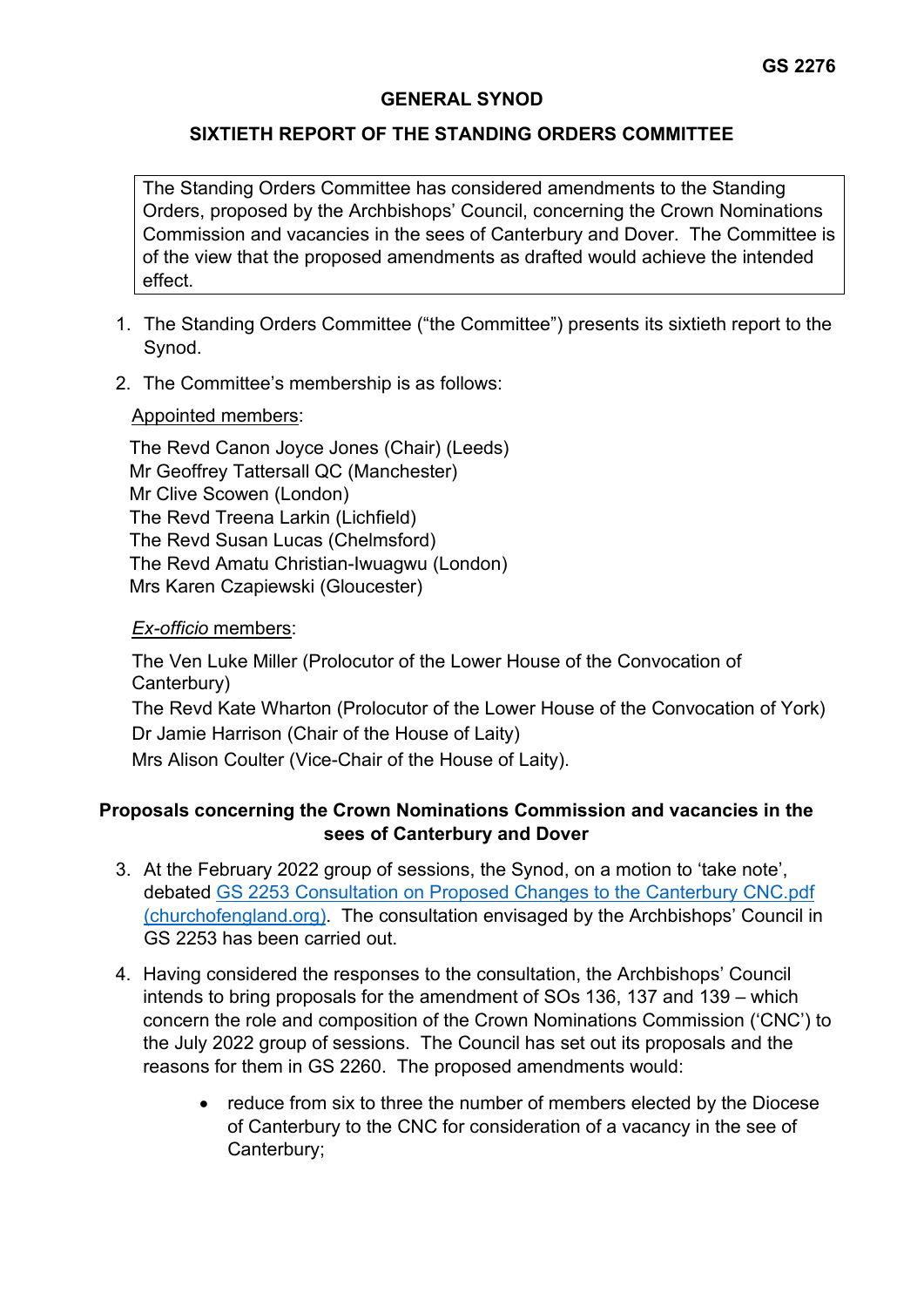**GS 2276**

# GENERAL SYNOD

## SIXTIETH REPORT OF THE STANDING ORDERS COMMITTEE

> The Standing Orders Committee has considered amendments to the Standing Orders, proposed by the Archbishops' Council, concerning the Crown Nominations Commission and vacancies in the sees of Canterbury and Dover. The Committee is of the view that the proposed amendments as drafted would achieve the intended effect.

1. The Standing Orders Committee ("the Committee") presents its sixtieth report to the Synod.

2. The Committee's membership is as follows:

   Appointed members:

   The Revd Canon Joyce Jones (Chair) (Leeds)
   Mr Geoffrey Tattersall QC (Manchester)
   Mr Clive Scowen (London)
   The Revd Treena Larkin (Lichfield)
   The Revd Susan Lucas (Chelmsford)
   The Revd Amatu Christian-Iwuagwu (London)
   Mrs Karen Czapiewski (Gloucester)

   *Ex-officio* members:

   The Ven Luke Miller (Prolocutor of the Lower House of the Convocation of Canterbury)
   The Revd Kate Wharton (Prolocutor of the Lower House of the Convocation of York)
   Dr Jamie Harrison (Chair of the House of Laity)
   Mrs Alison Coulter (Vice-Chair of the House of Laity).

### Proposals concerning the Crown Nominations Commission and vacancies in the sees of Canterbury and Dover

3. At the February 2022 group of sessions, the Synod, on a motion to 'take note', debated GS 2253 Consultation on Proposed Changes to the Canterbury CNC.pdf (churchofengland.org). The consultation envisaged by the Archbishops' Council in GS 2253 has been carried out.

4. Having considered the responses to the consultation, the Archbishops' Council intends to bring proposals for the amendment of SOs 136, 137 and 139 – which concern the role and composition of the Crown Nominations Commission ('CNC') to the July 2022 group of sessions. The Council has set out its proposals and the reasons for them in GS 2260. The proposed amendments would:

   - reduce from six to three the number of members elected by the Diocese of Canterbury to the CNC for consideration of a vacancy in the see of Canterbury;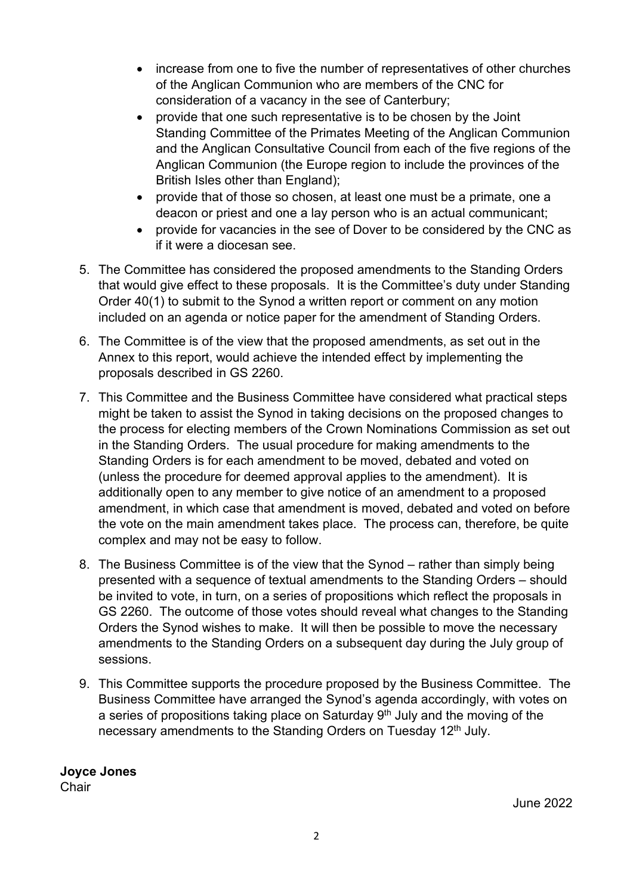- increase from one to five the number of representatives of other churches of the Anglican Communion who are members of the CNC for consideration of a vacancy in the see of Canterbury;
- provide that one such representative is to be chosen by the Joint Standing Committee of the Primates Meeting of the Anglican Communion and the Anglican Consultative Council from each of the five regions of the Anglican Communion (the Europe region to include the provinces of the British Isles other than England);
- provide that of those so chosen, at least one must be a primate, one a deacon or priest and one a lay person who is an actual communicant;
- provide for vacancies in the see of Dover to be considered by the CNC as if it were a diocesan see.

5. The Committee has considered the proposed amendments to the Standing Orders that would give effect to these proposals. It is the Committee's duty under Standing Order 40(1) to submit to the Synod a written report or comment on any motion included on an agenda or notice paper for the amendment of Standing Orders.

6. The Committee is of the view that the proposed amendments, as set out in the Annex to this report, would achieve the intended effect by implementing the proposals described in GS 2260.

7. This Committee and the Business Committee have considered what practical steps might be taken to assist the Synod in taking decisions on the proposed changes to the process for electing members of the Crown Nominations Commission as set out in the Standing Orders. The usual procedure for making amendments to the Standing Orders is for each amendment to be moved, debated and voted on (unless the procedure for deemed approval applies to the amendment). It is additionally open to any member to give notice of an amendment to a proposed amendment, in which case that amendment is moved, debated and voted on before the vote on the main amendment takes place. The process can, therefore, be quite complex and may not be easy to follow.

8. The Business Committee is of the view that the Synod – rather than simply being presented with a sequence of textual amendments to the Standing Orders – should be invited to vote, in turn, on a series of propositions which reflect the proposals in GS 2260. The outcome of those votes should reveal what changes to the Standing Orders the Synod wishes to make. It will then be possible to move the necessary amendments to the Standing Orders on a subsequent day during the July group of sessions.

9. This Committee supports the procedure proposed by the Business Committee. The Business Committee have arranged the Synod's agenda accordingly, with votes on a series of propositions taking place on Saturday 9th July and the moving of the necessary amendments to the Standing Orders on Tuesday 12th July.

**Joyce Jones**
Chair

June 2022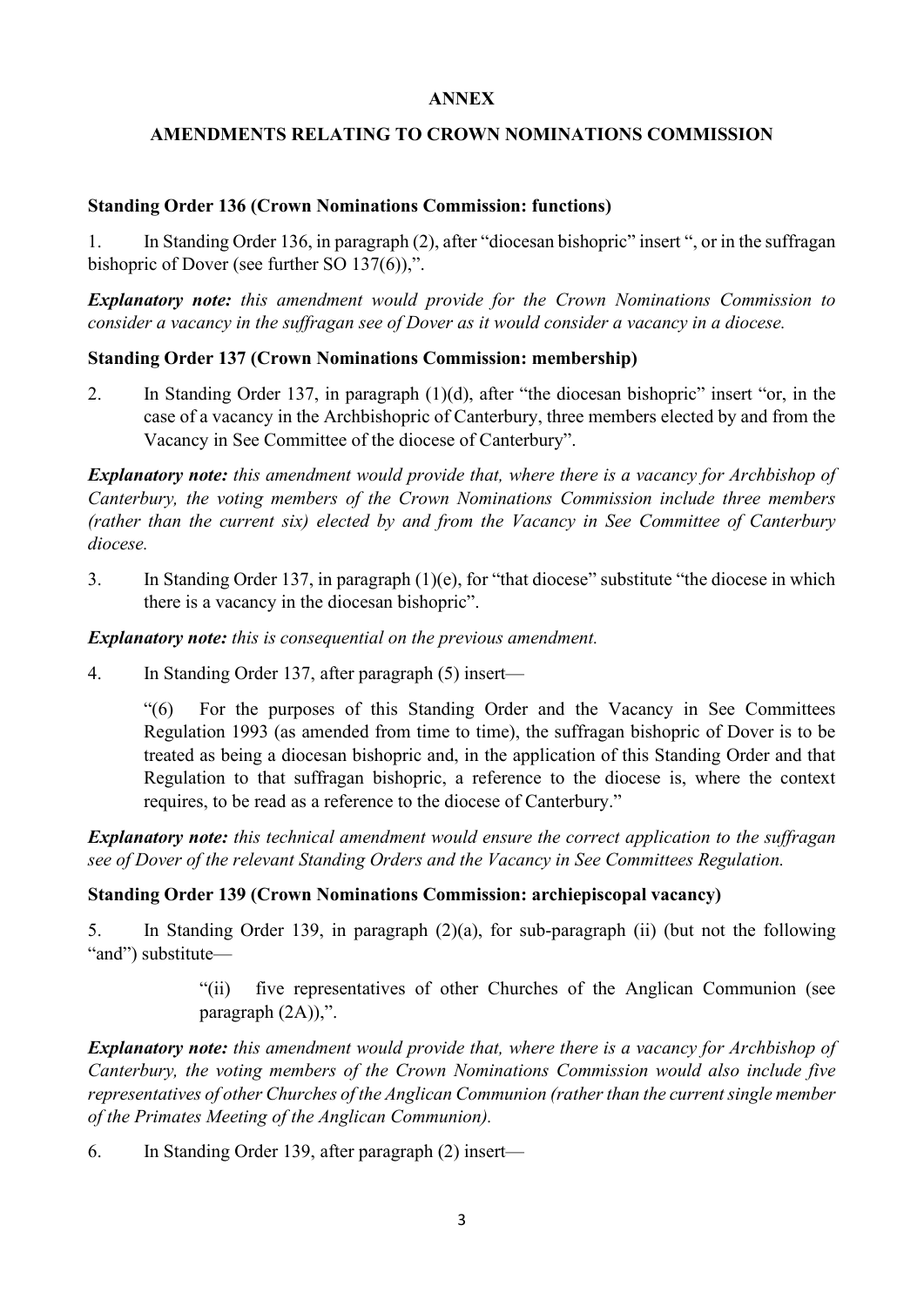**ANNEX**

**AMENDMENTS RELATING TO CROWN NOMINATIONS COMMISSION**

**Standing Order 136 (Crown Nominations Commission: functions)**

1. In Standing Order 136, in paragraph (2), after "diocesan bishopric" insert ", or in the suffragan bishopric of Dover (see further SO 137(6)),".

***Explanatory note:*** *this amendment would provide for the Crown Nominations Commission to consider a vacancy in the suffragan see of Dover as it would consider a vacancy in a diocese.*

**Standing Order 137 (Crown Nominations Commission: membership)**

2. In Standing Order 137, in paragraph (1)(d), after "the diocesan bishopric" insert "or, in the case of a vacancy in the Archbishopric of Canterbury, three members elected by and from the Vacancy in See Committee of the diocese of Canterbury".

***Explanatory note:*** *this amendment would provide that, where there is a vacancy for Archbishop of Canterbury, the voting members of the Crown Nominations Commission include three members (rather than the current six) elected by and from the Vacancy in See Committee of Canterbury diocese.*

3. In Standing Order 137, in paragraph (1)(e), for "that diocese" substitute "the diocese in which there is a vacancy in the diocesan bishopric".

***Explanatory note:*** *this is consequential on the previous amendment.*

4. In Standing Order 137, after paragraph (5) insert—

   "(6) For the purposes of this Standing Order and the Vacancy in See Committees Regulation 1993 (as amended from time to time), the suffragan bishopric of Dover is to be treated as being a diocesan bishopric and, in the application of this Standing Order and that Regulation to that suffragan bishopric, a reference to the diocese is, where the context requires, to be read as a reference to the diocese of Canterbury."

***Explanatory note:*** *this technical amendment would ensure the correct application to the suffragan see of Dover of the relevant Standing Orders and the Vacancy in See Committees Regulation.*

**Standing Order 139 (Crown Nominations Commission: archiepiscopal vacancy)**

5. In Standing Order 139, in paragraph (2)(a), for sub-paragraph (ii) (but not the following "and") substitute—

   "(ii) five representatives of other Churches of the Anglican Communion (see paragraph (2A)),".

***Explanatory note:*** *this amendment would provide that, where there is a vacancy for Archbishop of Canterbury, the voting members of the Crown Nominations Commission would also include five representatives of other Churches of the Anglican Communion (rather than the current single member of the Primates Meeting of the Anglican Communion).*

6. In Standing Order 139, after paragraph (2) insert—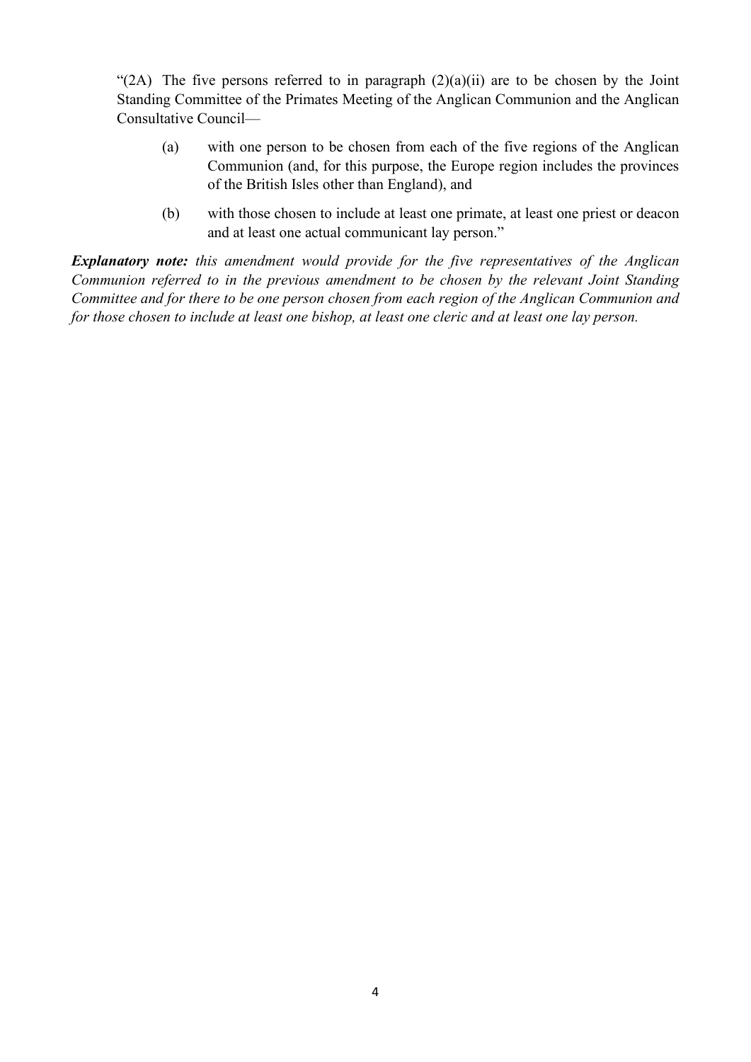"(2A) The five persons referred to in paragraph (2)(a)(ii) are to be chosen by the Joint Standing Committee of the Primates Meeting of the Anglican Communion and the Anglican Consultative Council—

(a) with one person to be chosen from each of the five regions of the Anglican Communion (and, for this purpose, the Europe region includes the provinces of the British Isles other than England), and

(b) with those chosen to include at least one primate, at least one priest or deacon and at least one actual communicant lay person."

***Explanatory note:*** *this amendment would provide for the five representatives of the Anglican Communion referred to in the previous amendment to be chosen by the relevant Joint Standing Committee and for there to be one person chosen from each region of the Anglican Communion and for those chosen to include at least one bishop, at least one cleric and at least one lay person.*